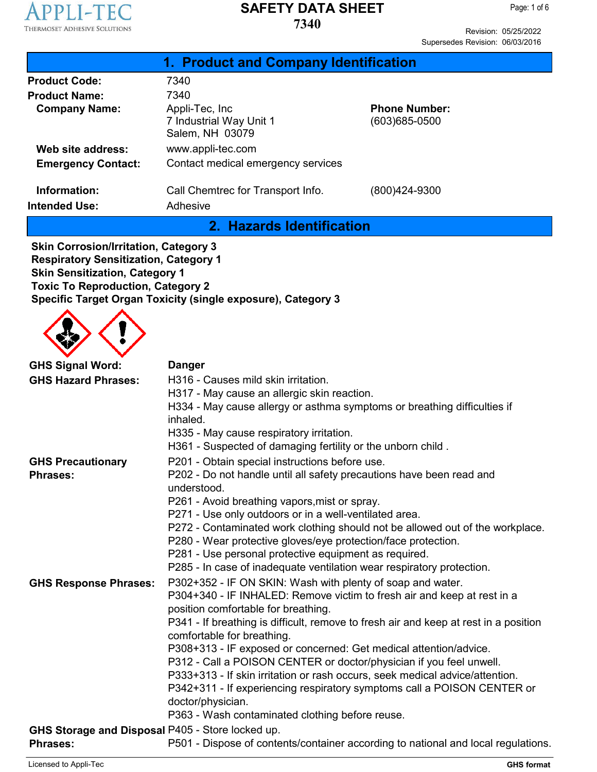APPLI-TEC
THERMOSET ADHESIVE SOLUTIONS

# SAFETY DATA SHEET
# 7340

Revision: 05/25/2022
Supersedes Revision: 06/03/2016

## 1. Product and Company Identification

**Product Code:** 7340

**Product Name:** 7340

**Company Name:** Appli-Tec, Inc
7 Industrial Way Unit 1
Salem, NH 03079

**Phone Number:** (603)685-0500

**Web site address:** www.appli-tec.com

**Emergency Contact:** Contact medical emergency services

**Information:** Call Chemtrec for Transport Info. (800)424-9300

**Intended Use:** Adhesive

## 2. Hazards Identification

**Skin Corrosion/Irritation, Category 3**
**Respiratory Sensitization, Category 1**
**Skin Sensitization, Category 1**
**Toxic To Reproduction, Category 2**
**Specific Target Organ Toxicity (single exposure), Category 3**

**GHS Signal Word:** **Danger**

**GHS Hazard Phrases:**
H316 - Causes mild skin irritation.
H317 - May cause an allergic skin reaction.
H334 - May cause allergy or asthma symptoms or breathing difficulties if inhaled.
H335 - May cause respiratory irritation.
H361 - Suspected of damaging fertility or the unborn child .

**GHS Precautionary Phrases:**
P201 - Obtain special instructions before use.
P202 - Do not handle until all safety precautions have been read and understood.
P261 - Avoid breathing vapors,mist or spray.
P271 - Use only outdoors or in a well-ventilated area.
P272 - Contaminated work clothing should not be allowed out of the workplace.
P280 - Wear protective gloves/eye protection/face protection.
P281 - Use personal protective equipment as required.
P285 - In case of inadequate ventilation wear respiratory protection.

**GHS Response Phrases:**
P302+352 - IF ON SKIN: Wash with plenty of soap and water.
P304+340 - IF INHALED: Remove victim to fresh air and keep at rest in a position comfortable for breathing.
P341 - If breathing is difficult, remove to fresh air and keep at rest in a position comfortable for breathing.
P308+313 - IF exposed or concerned: Get medical attention/advice.
P312 - Call a POISON CENTER or doctor/physician if you feel unwell.
P333+313 - If skin irritation or rash occurs, seek medical advice/attention.
P342+311 - If experiencing respiratory symptoms call a POISON CENTER or doctor/physician.
P363 - Wash contaminated clothing before reuse.

**GHS Storage and Disposal Phrases:**
P405 - Store locked up.
P501 - Dispose of contents/container according to national and local regulations.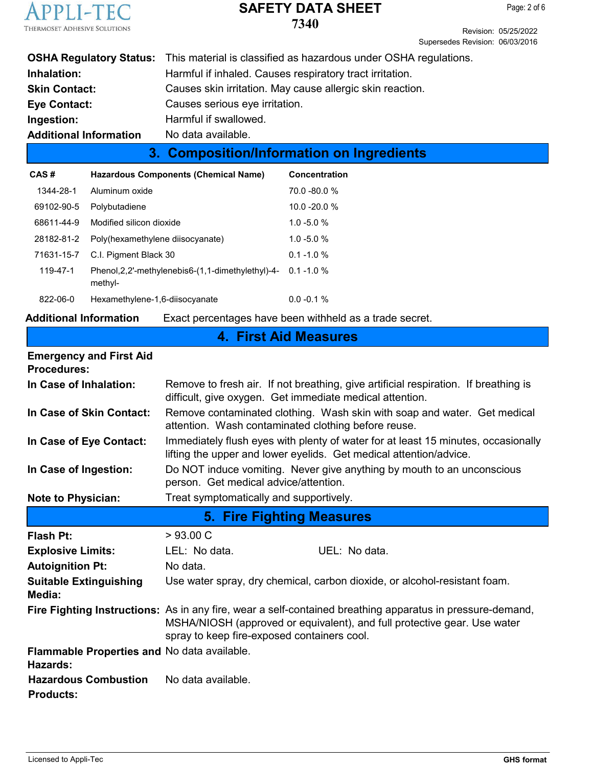**OSHA Regulatory Status:** This material is classified as hazardous under OSHA regulations.

**Inhalation:** Harmful if inhaled. Causes respiratory tract irritation.

**Skin Contact:** Causes skin irritation. May cause allergic skin reaction.

**Eye Contact:** Causes serious eye irritation.

**Ingestion:** Harmful if swallowed.

**Additional Information** No data available.

## 3. Composition/Information on Ingredients

| CAS # | Hazardous Components (Chemical Name) | Concentration |
|---|---|---|
| 1344-28-1 | Aluminum oxide | 70.0 -80.0 % |
| 69102-90-5 | Polybutadiene | 10.0 -20.0 % |
| 68611-44-9 | Modified silicon dioxide | 1.0 -5.0 % |
| 28182-81-2 | Poly(hexamethylene diisocyanate) | 1.0 -5.0 % |
| 71631-15-7 | C.I. Pigment Black 30 | 0.1 -1.0 % |
| 119-47-1 | Phenol,2,2'-methylenebis6-(1,1-dimethylethyl)-4-methyl- | 0.1 -1.0 % |
| 822-06-0 | Hexamethylene-1,6-diisocyanate | 0.0 -0.1 % |

**Additional Information** Exact percentages have been withheld as a trade secret.

## 4. First Aid Measures

**Emergency and First Aid Procedures:**

**In Case of Inhalation:** Remove to fresh air. If not breathing, give artificial respiration. If breathing is difficult, give oxygen. Get immediate medical attention.

**In Case of Skin Contact:** Remove contaminated clothing. Wash skin with soap and water. Get medical attention. Wash contaminated clothing before reuse.

**In Case of Eye Contact:** Immediately flush eyes with plenty of water for at least 15 minutes, occasionally lifting the upper and lower eyelids. Get medical attention/advice.

**In Case of Ingestion:** Do NOT induce vomiting. Never give anything by mouth to an unconscious person. Get medical advice/attention.

**Note to Physician:** Treat symptomatically and supportively.

## 5. Fire Fighting Measures

**Flash Pt:** > 93.00 C

**Explosive Limits:** LEL: No data. UEL: No data.

**Autoignition Pt:** No data.

**Suitable Extinguishing Media:** Use water spray, dry chemical, carbon dioxide, or alcohol-resistant foam.

**Fire Fighting Instructions:** As in any fire, wear a self-contained breathing apparatus in pressure-demand, MSHA/NIOSH (approved or equivalent), and full protective gear. Use water spray to keep fire-exposed containers cool.

**Flammable Properties and Hazards:** No data available.

**Hazardous Combustion Products:** No data available.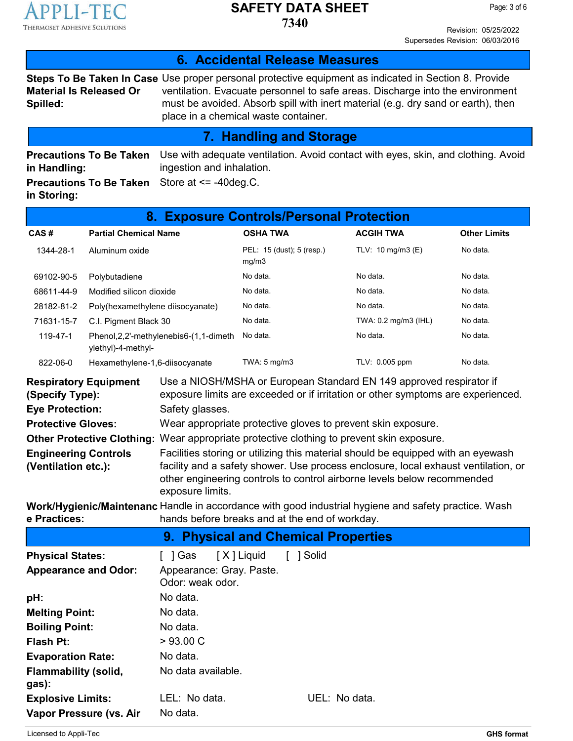## 6. Accidental Release Measures

**Steps To Be Taken In Case Material Is Released Or Spilled:** Use proper personal protective equipment as indicated in Section 8. Provide ventilation. Evacuate personnel to safe areas. Discharge into the environment must be avoided. Absorb spill with inert material (e.g. dry sand or earth), then place in a chemical waste container.

## 7. Handling and Storage

**Precautions To Be Taken in Handling:** Use with adequate ventilation. Avoid contact with eyes, skin, and clothing. Avoid ingestion and inhalation.

**Precautions To Be Taken in Storing:** Store at <= -40deg.C.

## 8. Exposure Controls/Personal Protection

| CAS # | Partial Chemical Name | OSHA TWA | ACGIH TWA | Other Limits |
|---|---|---|---|---|
| 1344-28-1 | Aluminum oxide | PEL: 15 (dust); 5 (resp.) mg/m3 | TLV: 10 mg/m3 (E) | No data. |
| 69102-90-5 | Polybutadiene | No data. | No data. | No data. |
| 68611-44-9 | Modified silicon dioxide | No data. | No data. | No data. |
| 28182-81-2 | Poly(hexamethylene diisocyanate) | No data. | No data. | No data. |
| 71631-15-7 | C.I. Pigment Black 30 | No data. | TWA: 0.2 mg/m3 (IHL) | No data. |
| 119-47-1 | Phenol,2,2'-methylenebis6-(1,1-dimethylethyl)-4-methyl- | No data. | No data. | No data. |
| 822-06-0 | Hexamethylene-1,6-diisocyanate | TWA: 5 mg/m3 | TLV: 0.005 ppm | No data. |

**Respiratory Equipment (Specify Type):** Use a NIOSH/MSHA or European Standard EN 149 approved respirator if exposure limits are exceeded or if irritation or other symptoms are experienced.

**Eye Protection:** Safety glasses.

**Protective Gloves:** Wear appropriate protective gloves to prevent skin exposure.

**Other Protective Clothing:** Wear appropriate protective clothing to prevent skin exposure.

**Engineering Controls (Ventilation etc.):** Facilities storing or utilizing this material should be equipped with an eyewash facility and a safety shower. Use process enclosure, local exhaust ventilation, or other engineering controls to control airborne levels below recommended exposure limits.

**Work/Hygienic/Maintenance Practices:** Handle in accordance with good industrial hygiene and safety practice. Wash hands before breaks and at the end of workday.

## 9. Physical and Chemical Properties

**Physical States:** [ ] Gas [ X ] Liquid [ ] Solid

**Appearance and Odor:** Appearance: Gray. Paste.
Odor: weak odor.

**pH:** No data.

**Melting Point:** No data.

**Boiling Point:** No data.

**Flash Pt:** > 93.00 C

**Evaporation Rate:** No data.

**Flammability (solid, gas):** No data available.

**Explosive Limits:** LEL: No data. UEL: No data.

**Vapor Pressure (vs. Air** No data.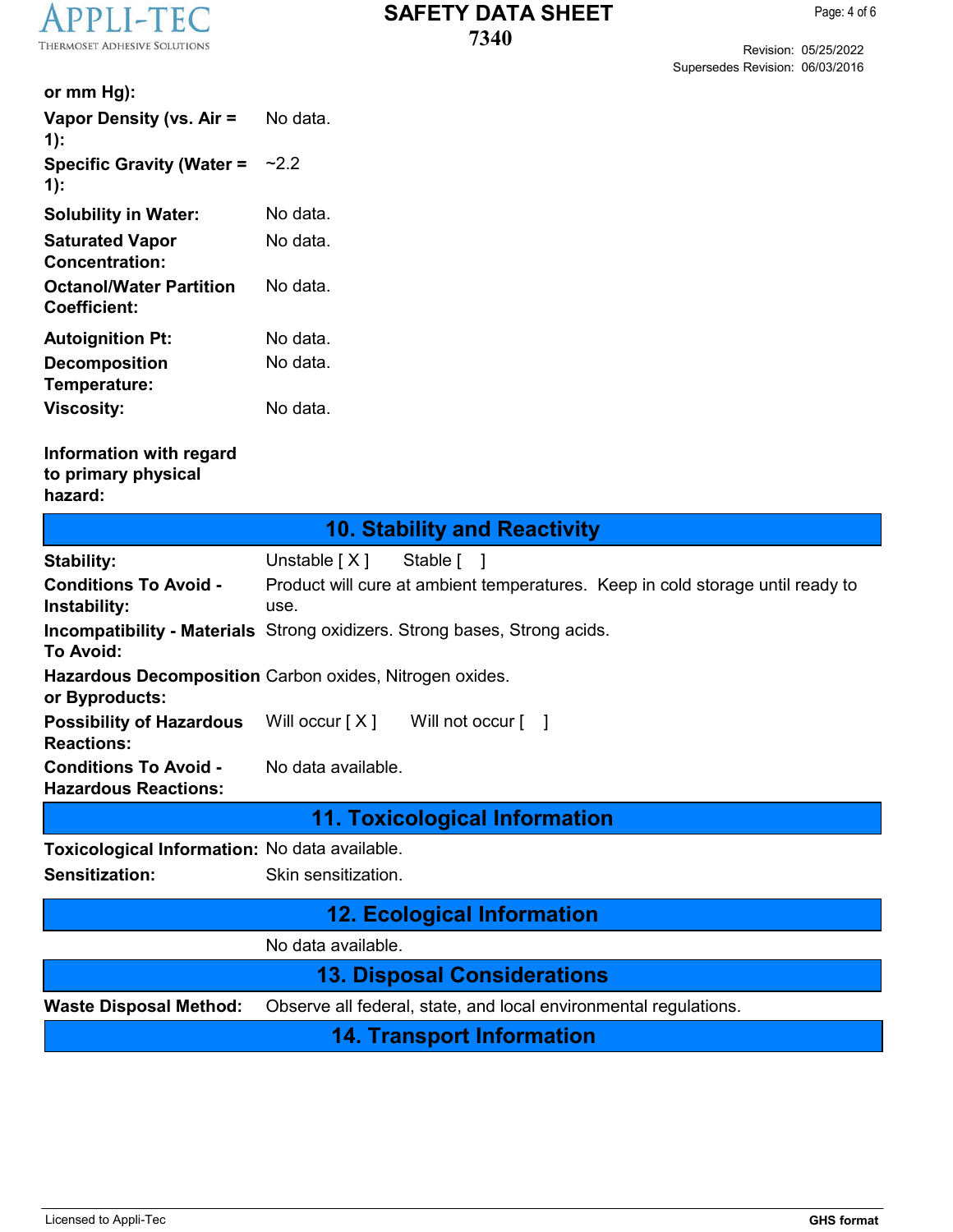| | |
|---|---|
| **or mm Hg):** | |
| **Vapor Density (vs. Air = 1):** | No data. |
| **Specific Gravity (Water = 1):** | ~2.2 |
| **Solubility in Water:** | No data. |
| **Saturated Vapor Concentration:** | No data. |
| **Octanol/Water Partition Coefficient:** | No data. |
| **Autoignition Pt:** | No data. |
| **Decomposition Temperature:** | No data. |
| **Viscosity:** | No data. |

**Information with regard to primary physical hazard:**

## 10. Stability and Reactivity

| | |
|---|---|
| **Stability:** | Unstable [ X ]  Stable [  ] |
| **Conditions To Avoid - Instability:** | Product will cure at ambient temperatures. Keep in cold storage until ready to use. |
| **Incompatibility - Materials To Avoid:** | Strong oxidizers. Strong bases, Strong acids. |
| **Hazardous Decomposition or Byproducts:** | Carbon oxides, Nitrogen oxides. |
| **Possibility of Hazardous Reactions:** | Will occur [ X ]  Will not occur [  ] |
| **Conditions To Avoid - Hazardous Reactions:** | No data available. |

## 11. Toxicological Information

| | |
|---|---|
| **Toxicological Information:** | No data available. |
| **Sensitization:** | Skin sensitization. |

## 12. Ecological Information

No data available.

## 13. Disposal Considerations

**Waste Disposal Method:** Observe all federal, state, and local environmental regulations.

## 14. Transport Information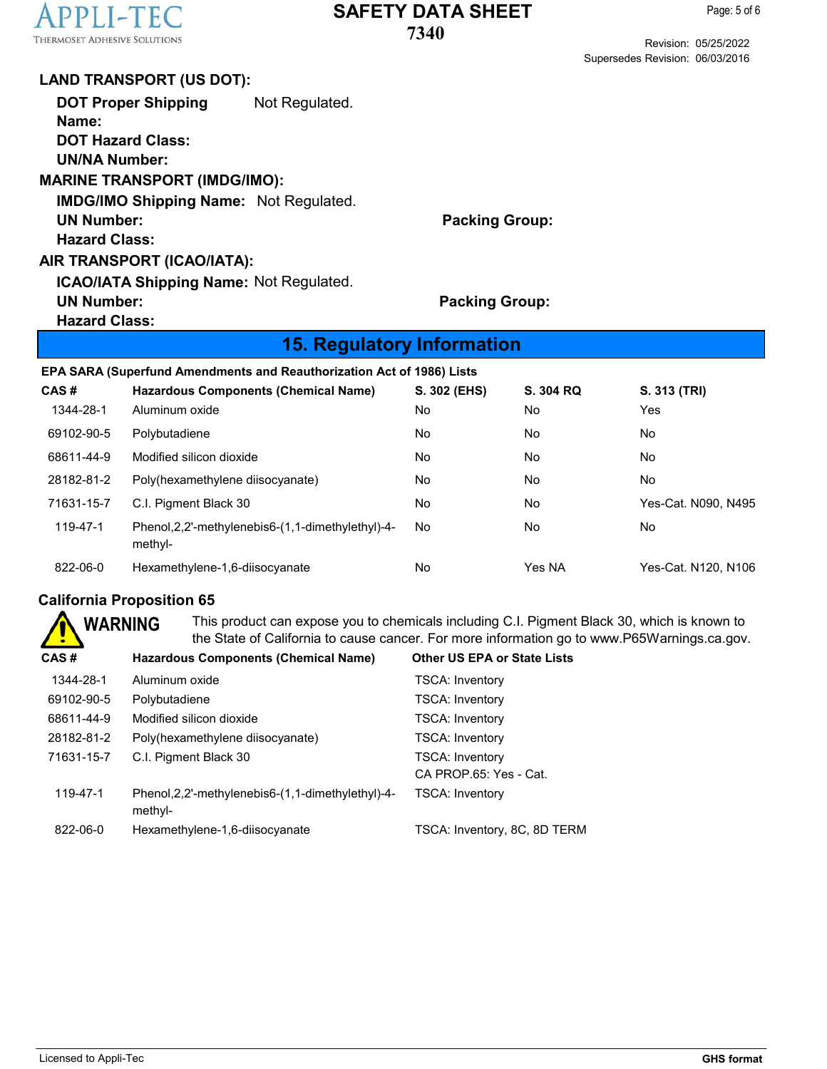**LAND TRANSPORT (US DOT):**

**DOT Proper Shipping Name:** Not Regulated.

**DOT Hazard Class:**

**UN/NA Number:**

**MARINE TRANSPORT (IMDG/IMO):**

**IMDG/IMO Shipping Name:** Not Regulated.

**UN Number:** **Packing Group:**

**Hazard Class:**

**AIR TRANSPORT (ICAO/IATA):**

**ICAO/IATA Shipping Name:** Not Regulated.

**UN Number:** **Packing Group:**

**Hazard Class:**

## 15. Regulatory Information

**EPA SARA (Superfund Amendments and Reauthorization Act of 1986) Lists**

| CAS # | Hazardous Components (Chemical Name) | S. 302 (EHS) | S. 304 RQ | S. 313 (TRI) |
|---|---|---|---|---|
| 1344-28-1 | Aluminum oxide | No | No | Yes |
| 69102-90-5 | Polybutadiene | No | No | No |
| 68611-44-9 | Modified silicon dioxide | No | No | No |
| 28182-81-2 | Poly(hexamethylene diisocyanate) | No | No | No |
| 71631-15-7 | C.I. Pigment Black 30 | No | No | Yes-Cat. N090, N495 |
| 119-47-1 | Phenol,2,2'-methylenebis6-(1,1-dimethylethyl)-4-methyl- | No | No | No |
| 822-06-0 | Hexamethylene-1,6-diisocyanate | No | Yes NA | Yes-Cat. N120, N106 |

**California Proposition 65**

**WARNING** This product can expose you to chemicals including C.I. Pigment Black 30, which is known to the State of California to cause cancer. For more information go to www.P65Warnings.ca.gov.

| CAS # | Hazardous Components (Chemical Name) | Other US EPA or State Lists |
|---|---|---|
| 1344-28-1 | Aluminum oxide | TSCA: Inventory |
| 69102-90-5 | Polybutadiene | TSCA: Inventory |
| 68611-44-9 | Modified silicon dioxide | TSCA: Inventory |
| 28182-81-2 | Poly(hexamethylene diisocyanate) | TSCA: Inventory |
| 71631-15-7 | C.I. Pigment Black 30 | TSCA: Inventory<br>CA PROP.65: Yes - Cat. |
| 119-47-1 | Phenol,2,2'-methylenebis6-(1,1-dimethylethyl)-4-methyl- | TSCA: Inventory |
| 822-06-0 | Hexamethylene-1,6-diisocyanate | TSCA: Inventory, 8C, 8D TERM |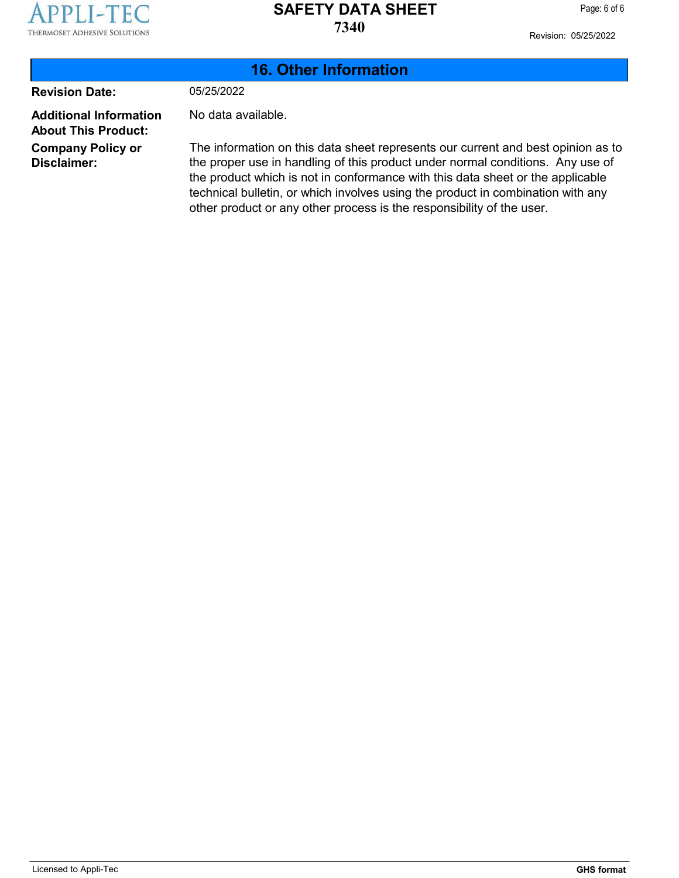## 16. Other Information

**Revision Date:** 05/25/2022

**Additional Information About This Product:** No data available.

**Company Policy or Disclaimer:** The information on this data sheet represents our current and best opinion as to the proper use in handling of this product under normal conditions. Any use of the product which is not in conformance with this data sheet or the applicable technical bulletin, or which involves using the product in combination with any other product or any other process is the responsibility of the user.